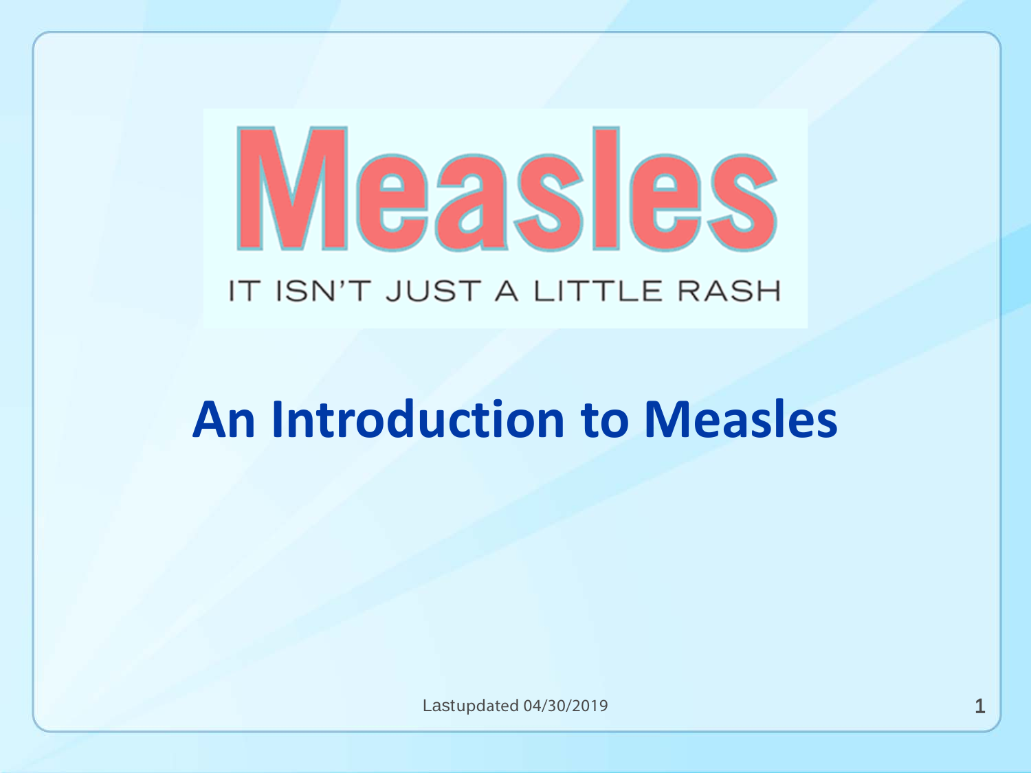# Measles

IT ISN'T JUST A LITTLE RASH

## An Introduction to Measles

Lastupdated 04/30/2019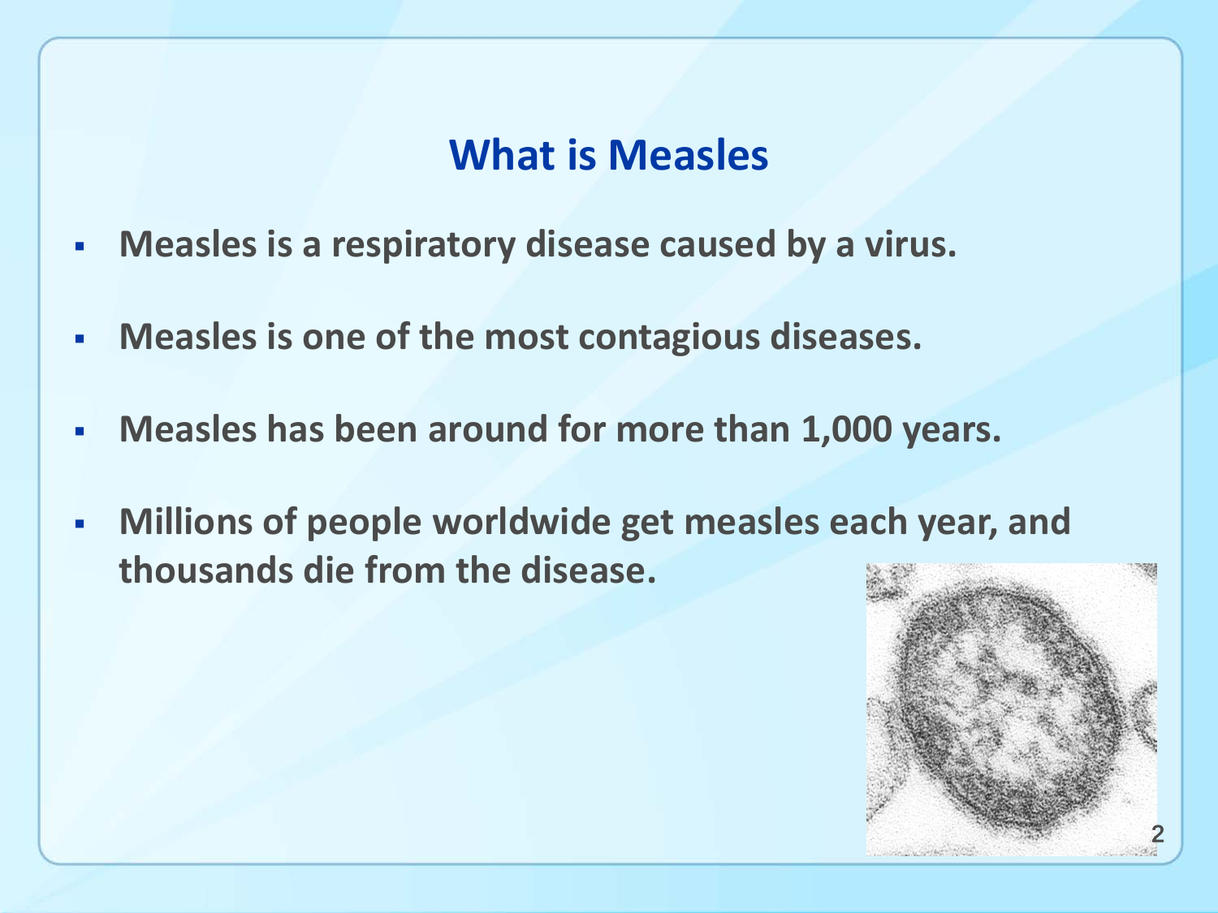## What is Measles

- **Measles is a respiratory disease caused by a virus.**
- **Measles is one of the most contagious diseases.**
- **Measles has been around for more than 1,000 years.**
- **Millions of people worldwide get measles each year, and thousands die from the disease.**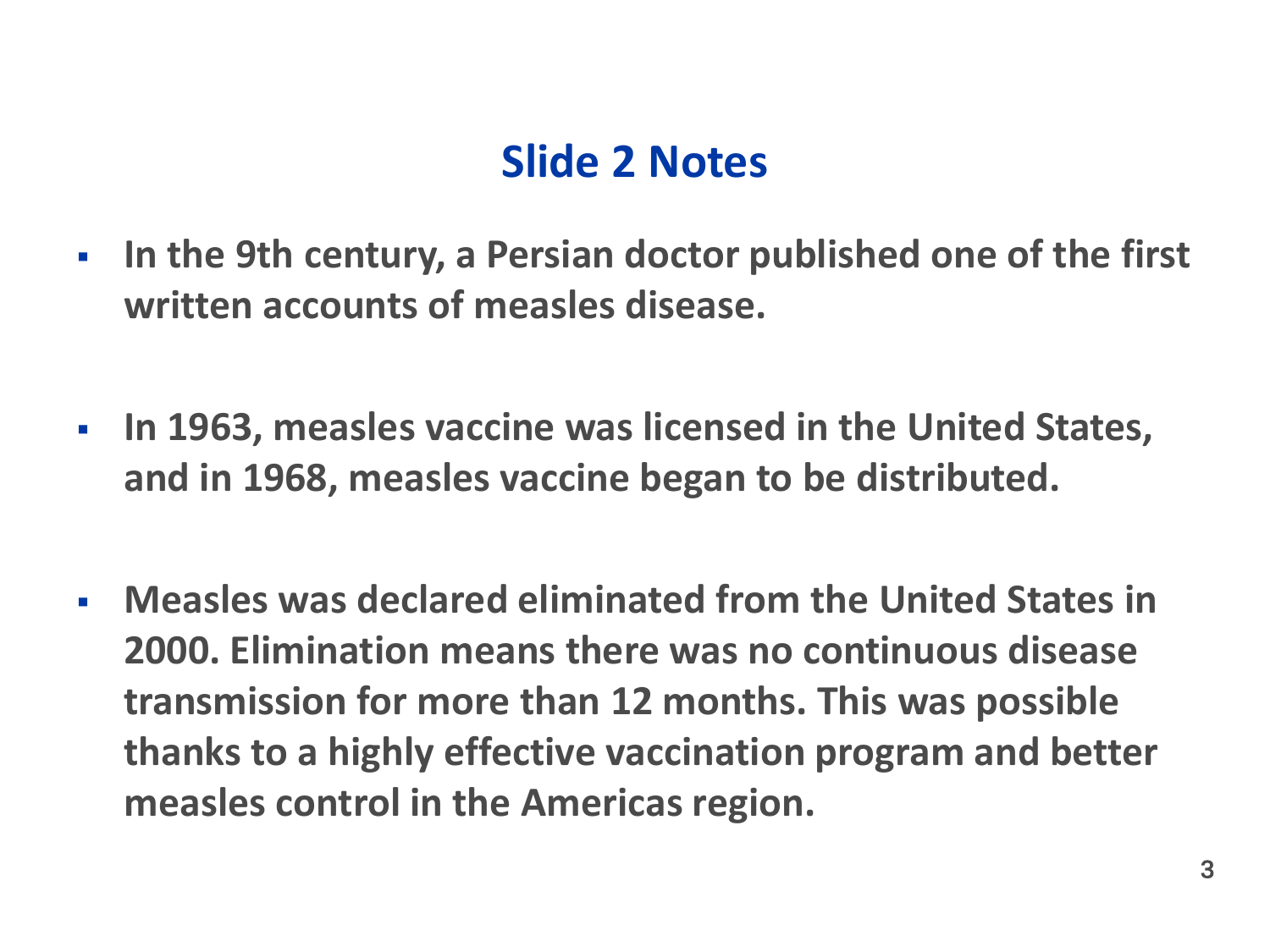## Slide 2 Notes

- **In the 9th century, a Persian doctor published one of the first written accounts of measles disease.**
- **In 1963, measles vaccine was licensed in the United States, and in 1968, measles vaccine began to be distributed.**
- **Measles was declared eliminated from the United States in 2000. Elimination means there was no continuous disease transmission for more than 12 months. This was possible thanks to a highly effective vaccination program and better measles control in the Americas region.**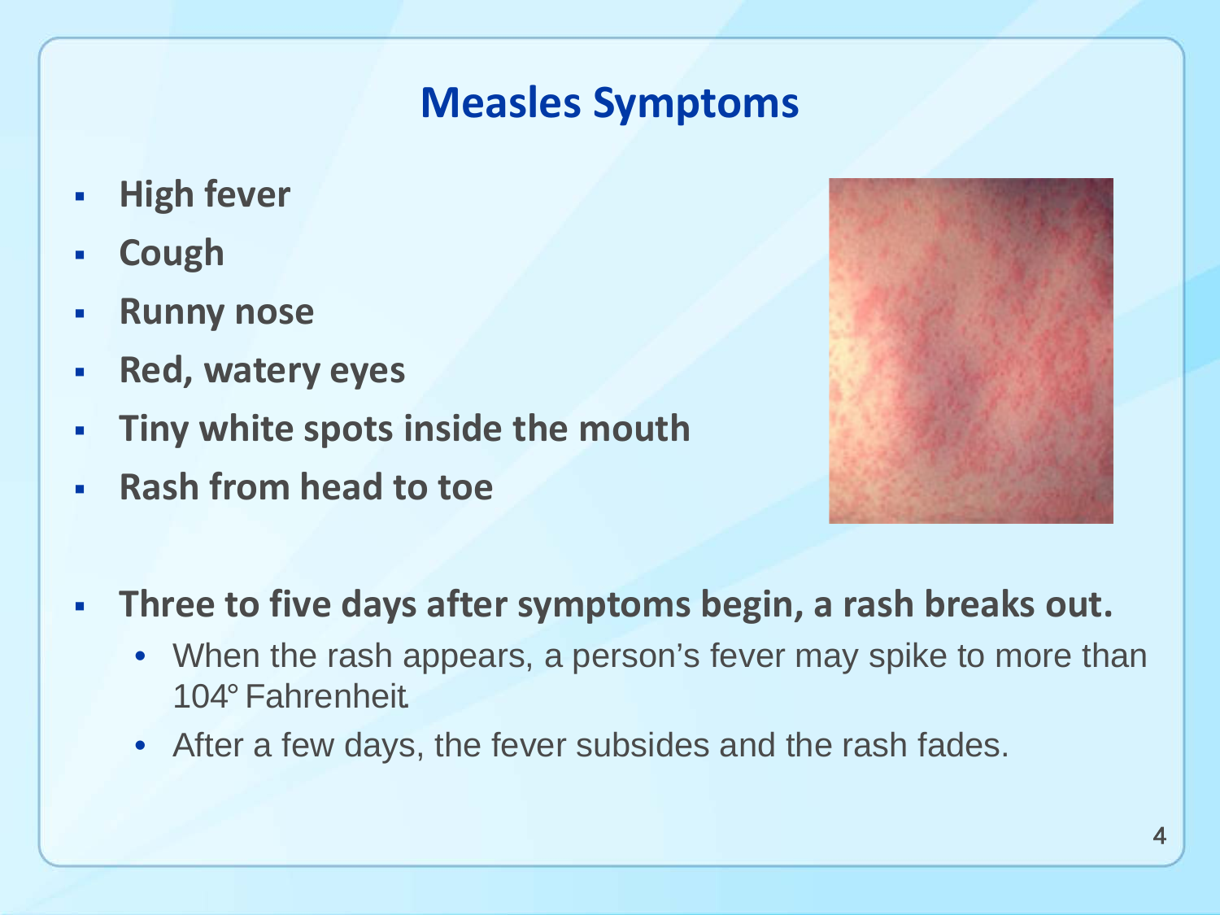# Measles Symptoms

- **High fever**
- **Cough**
- **Runny nose**
- **Red, watery eyes**
- **Tiny white spots inside the mouth**
- **Rash from head to toe**

- **Three to five days after symptoms begin, a rash breaks out.**
  - When the rash appears, a person's fever may spike to more than 104° Fahrenheit
  - After a few days, the fever subsides and the rash fades.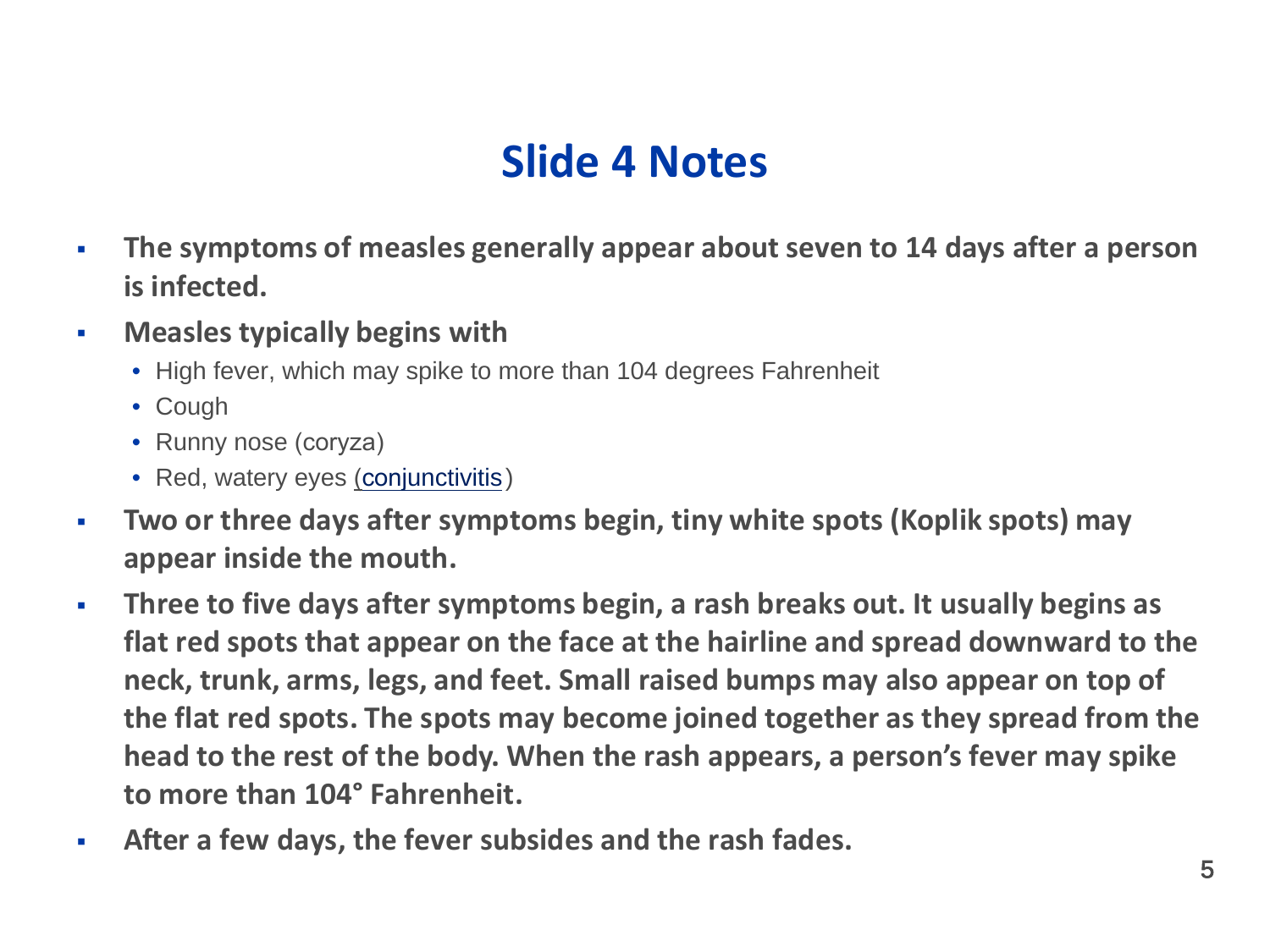# Slide 4 Notes

- **The symptoms of measles generally appear about seven to 14 days after a person is infected.**
- **Measles typically begins with**
  - High fever, which may spike to more than 104 degrees Fahrenheit
  - Cough
  - Runny nose (coryza)
  - Red, watery eyes (conjunctivitis)
- **Two or three days after symptoms begin, tiny white spots (Koplik spots) may appear inside the mouth.**
- **Three to five days after symptoms begin, a rash breaks out. It usually begins as flat red spots that appear on the face at the hairline and spread downward to the neck, trunk, arms, legs, and feet. Small raised bumps may also appear on top of the flat red spots. The spots may become joined together as they spread from the head to the rest of the body. When the rash appears, a person's fever may spike to more than 104° Fahrenheit.**
- **After a few days, the fever subsides and the rash fades.**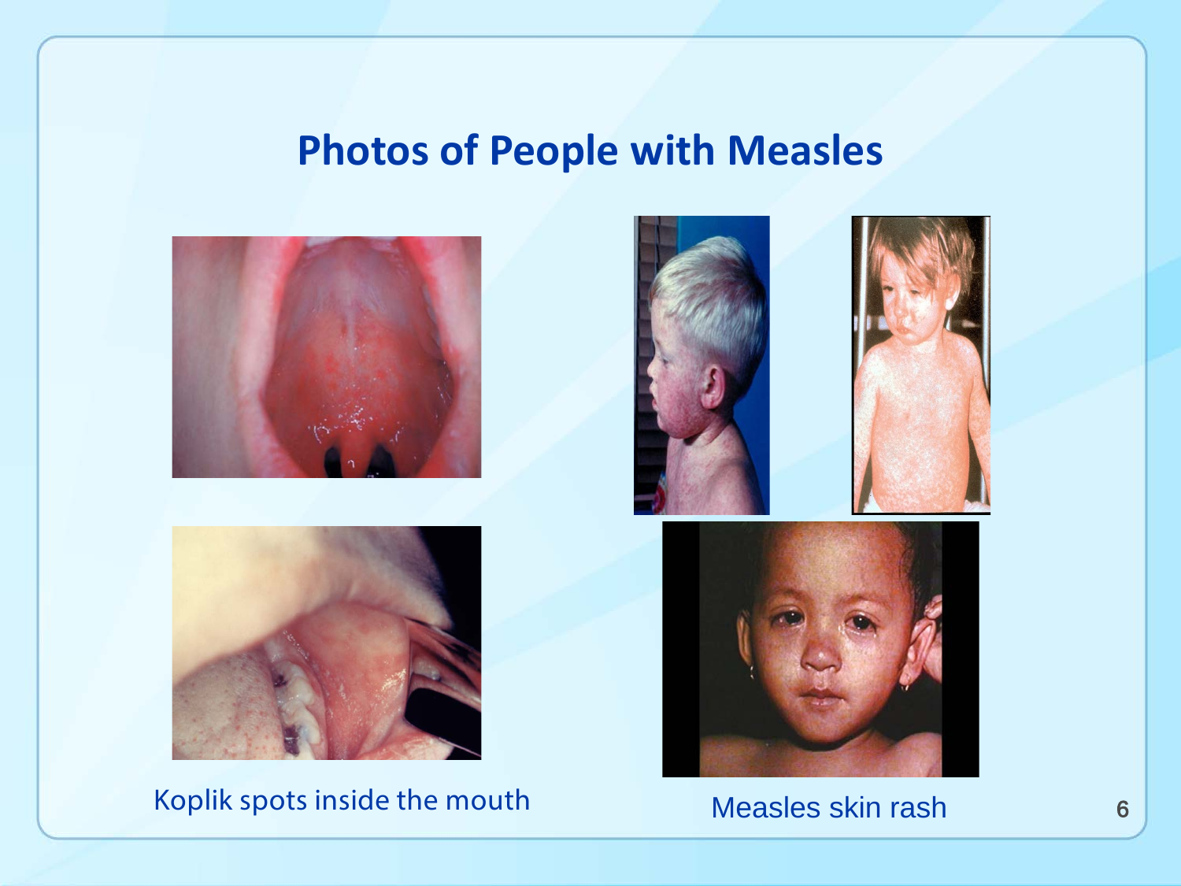# Photos of People with Measles

Koplik spots inside the mouth

Measles skin rash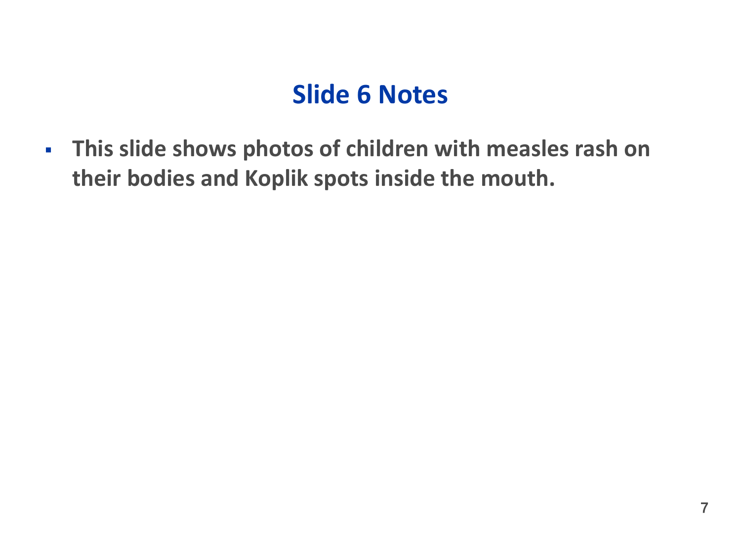# Slide 6 Notes

- **This slide shows photos of children with measles rash on their bodies and Koplik spots inside the mouth.**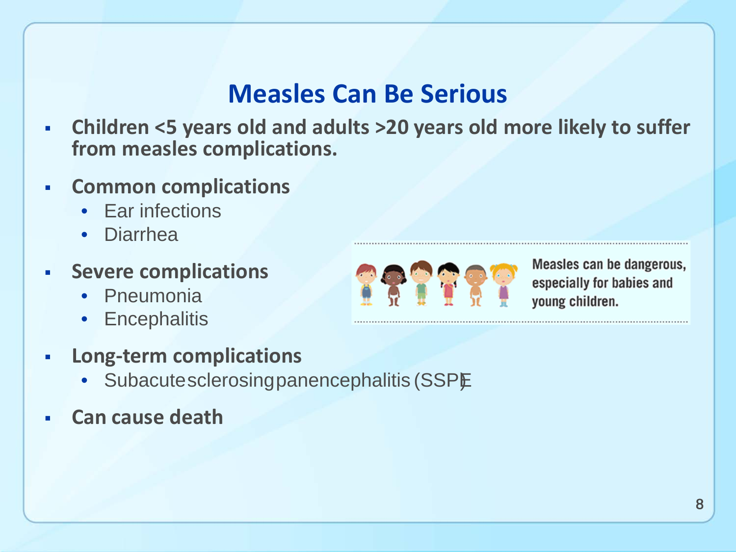# Measles Can Be Serious

- **Children <5 years old and adults >20 years old more likely to suffer from measles complications.**
- **Common complications**
  - Ear infections
  - Diarrhea
- **Severe complications**
  - Pneumonia
  - Encephalitis
- **Long-term complications**
  - Subacute sclerosing panencephalitis (SSPE)
- **Can cause death**

Measles can be dangerous, especially for babies and young children.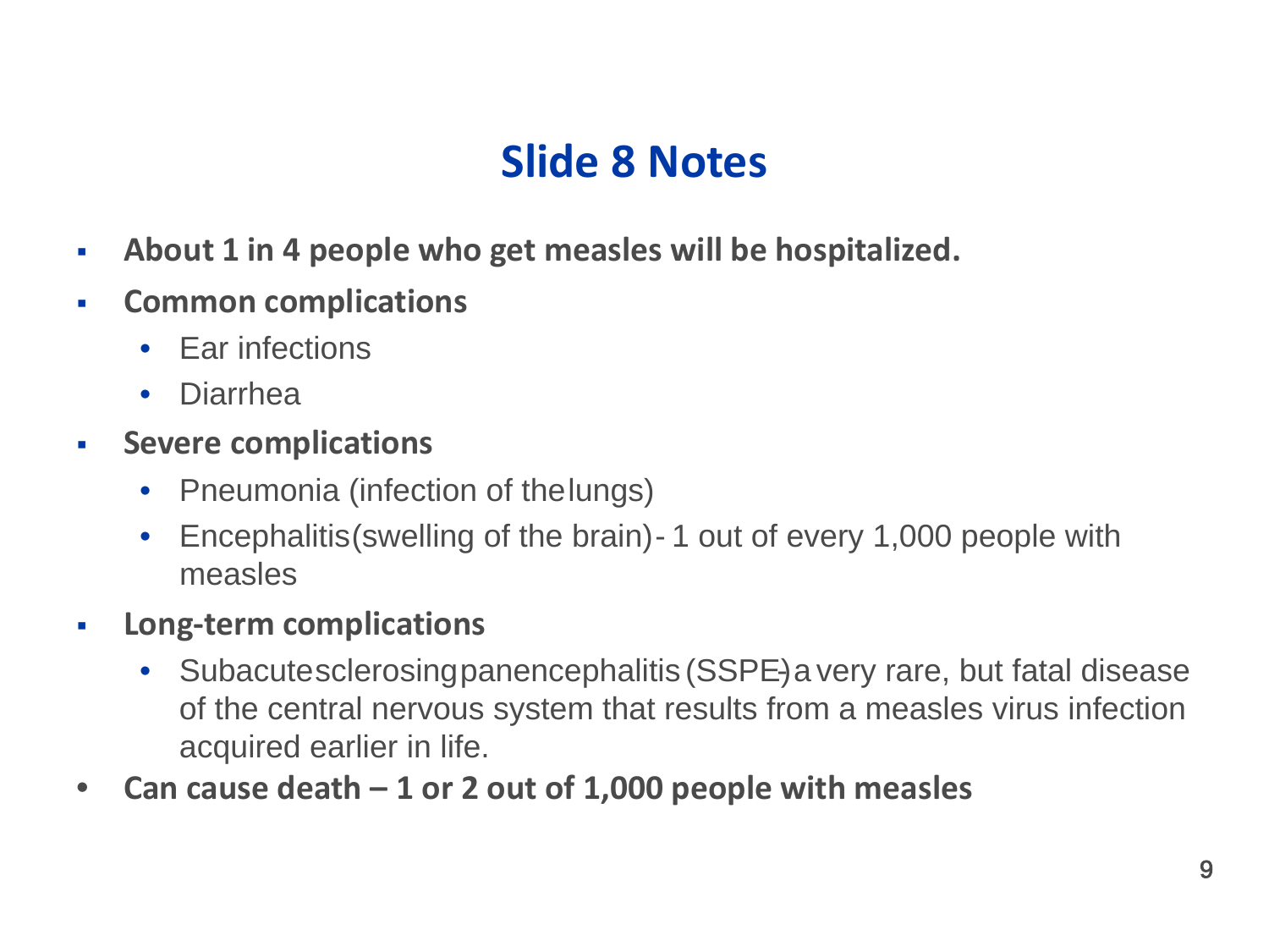# Slide 8 Notes

- **About 1 in 4 people who get measles will be hospitalized.**
- **Common complications**
  - Ear infections
  - Diarrhea
- **Severe complications**
  - Pneumonia (infection of the lungs)
  - Encephalitis (swelling of the brain) - 1 out of every 1,000 people with measles
- **Long-term complications**
  - Subacute sclerosing panencephalitis (SSPE) a very rare, but fatal disease of the central nervous system that results from a measles virus infection acquired earlier in life.
- **Can cause death – 1 or 2 out of 1,000 people with measles**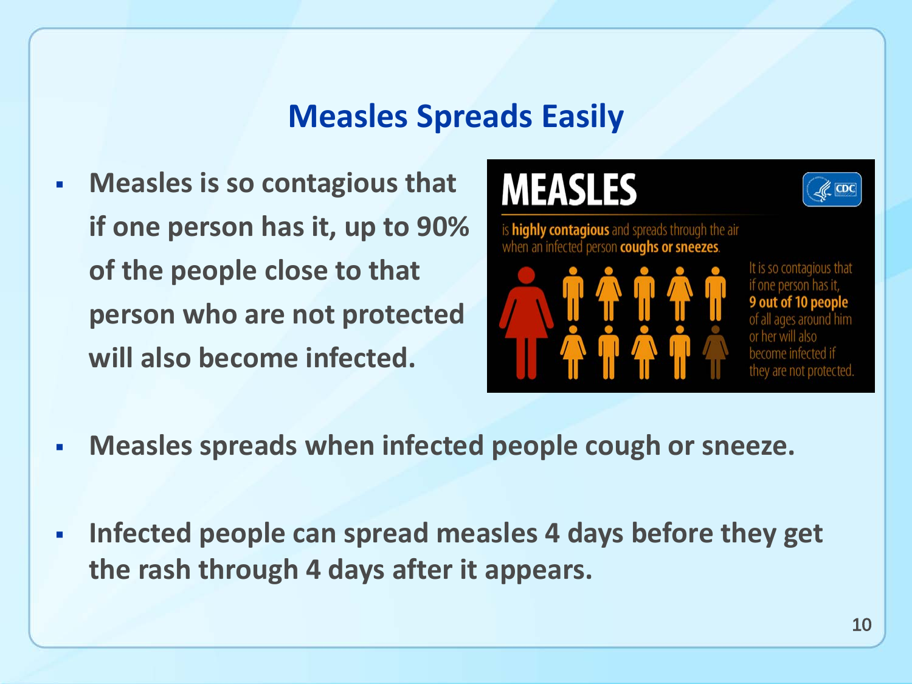## Measles Spreads Easily

- Measles is so contagious that if one person has it, up to 90% of the people close to that person who are not protected will also become infected.

**MEASLES**

is **highly contagious** and spreads through the air when an infected person **coughs or sneezes**.

It is so contagious that if one person has it, **9 out of 10 people** of all ages around him or her will also become infected if they are not protected.

- Measles spreads when infected people cough or sneeze.

- Infected people can spread measles 4 days before they get the rash through 4 days after it appears.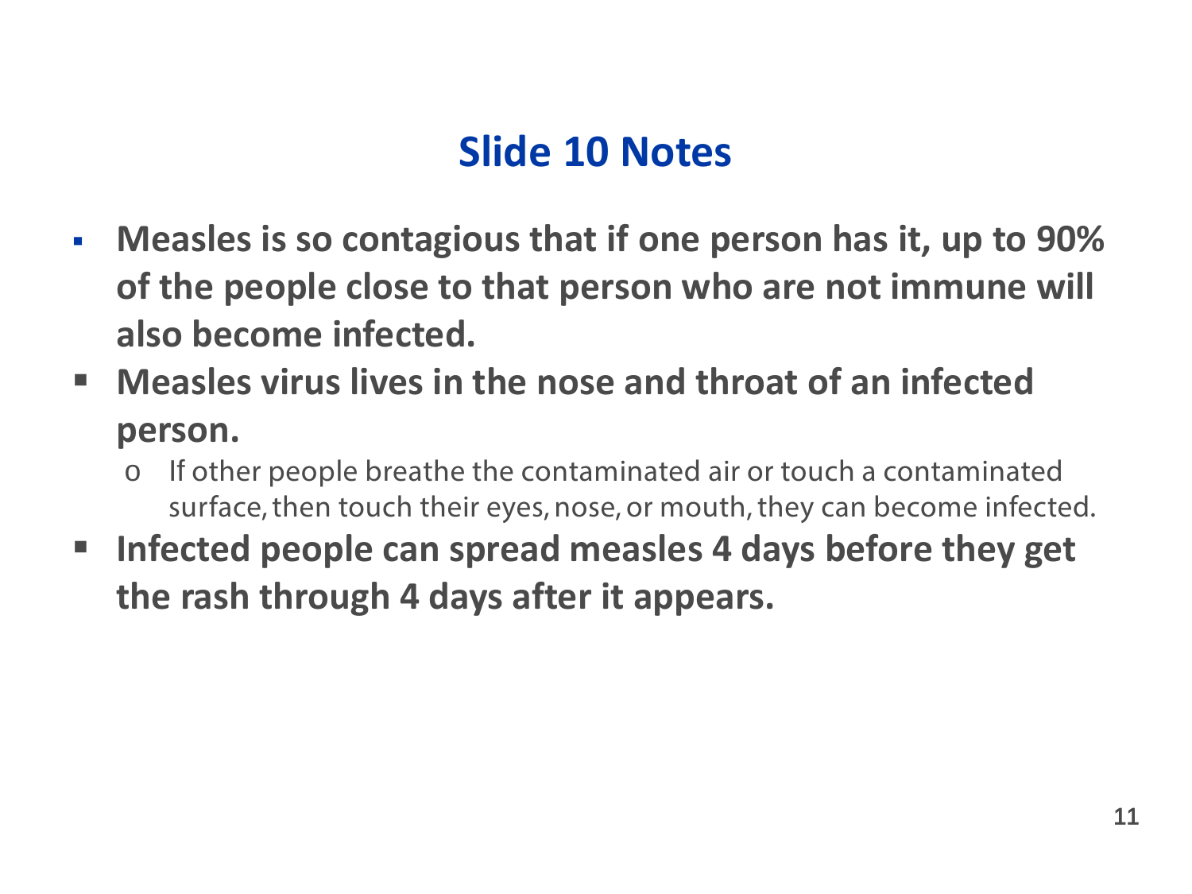## Slide 10 Notes

- **Measles is so contagious that if one person has it, up to 90% of the people close to that person who are not immune will also become infected.**
- **Measles virus lives in the nose and throat of an infected person.**
  - If other people breathe the contaminated air or touch a contaminated surface, then touch their eyes, nose, or mouth, they can become infected.
- **Infected people can spread measles 4 days before they get the rash through 4 days after it appears.**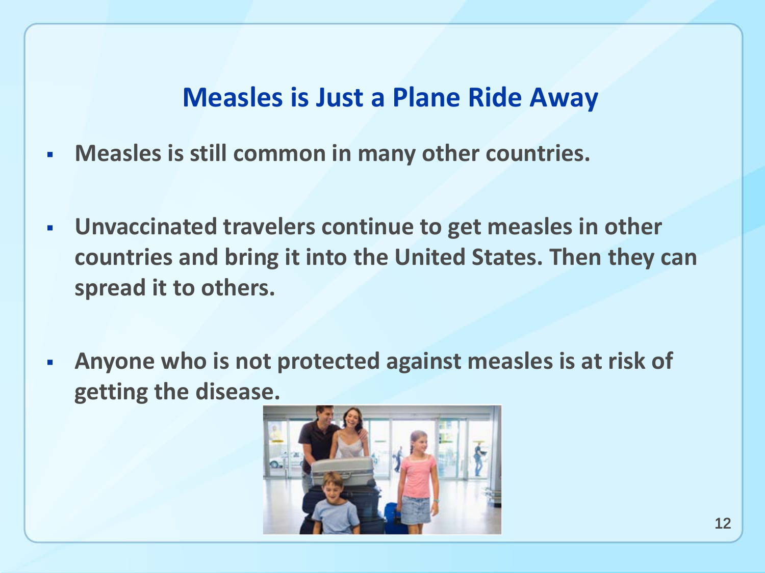## Measles is Just a Plane Ride Away

- **Measles is still common in many other countries.**
- **Unvaccinated travelers continue to get measles in other countries and bring it into the United States. Then they can spread it to others.**
- **Anyone who is not protected against measles is at risk of getting the disease.**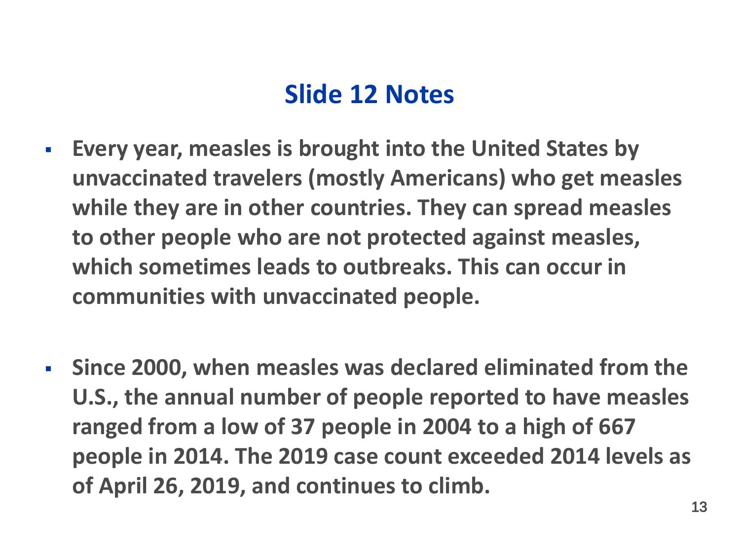# Slide 12 Notes

- **Every year, measles is brought into the United States by unvaccinated travelers (mostly Americans) who get measles while they are in other countries. They can spread measles to other people who are not protected against measles, which sometimes leads to outbreaks. This can occur in communities with unvaccinated people.**

- **Since 2000, when measles was declared eliminated from the U.S., the annual number of people reported to have measles ranged from a low of 37 people in 2004 to a high of 667 people in 2014. The 2019 case count exceeded 2014 levels as of April 26, 2019, and continues to climb.**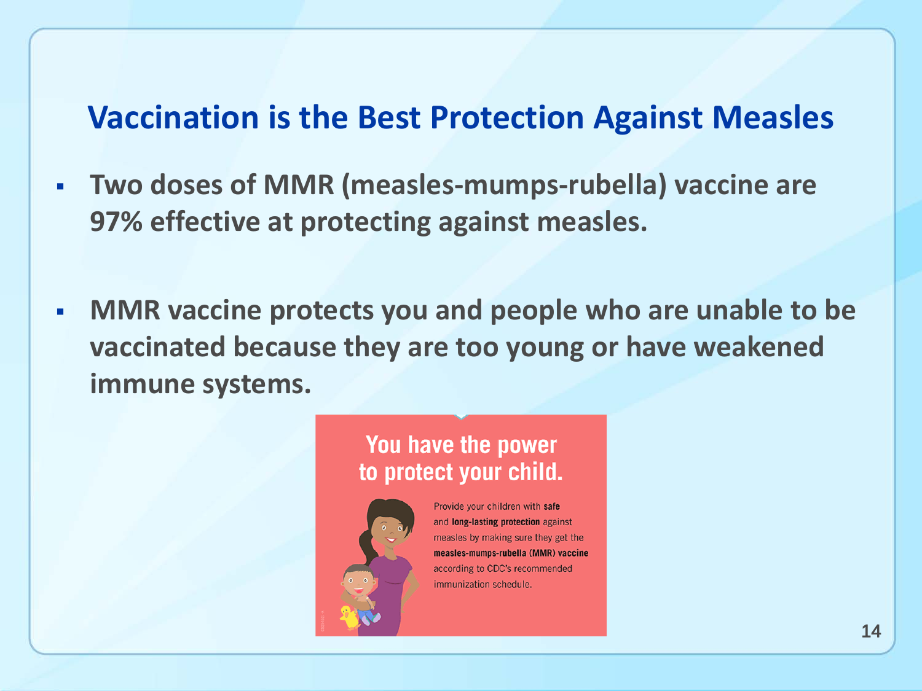## Vaccination is the Best Protection Against Measles

- **Two doses of MMR (measles-mumps-rubella) vaccine are 97% effective at protecting against measles.**

- **MMR vaccine protects you and people who are unable to be vaccinated because they are too young or have weakened immune systems.**

**You have the power to protect your child.**

Provide your children with **safe** and **long-lasting protection** against measles by making sure they get the **measles-mumps-rubella (MMR) vaccine** according to CDC's recommended immunization schedule.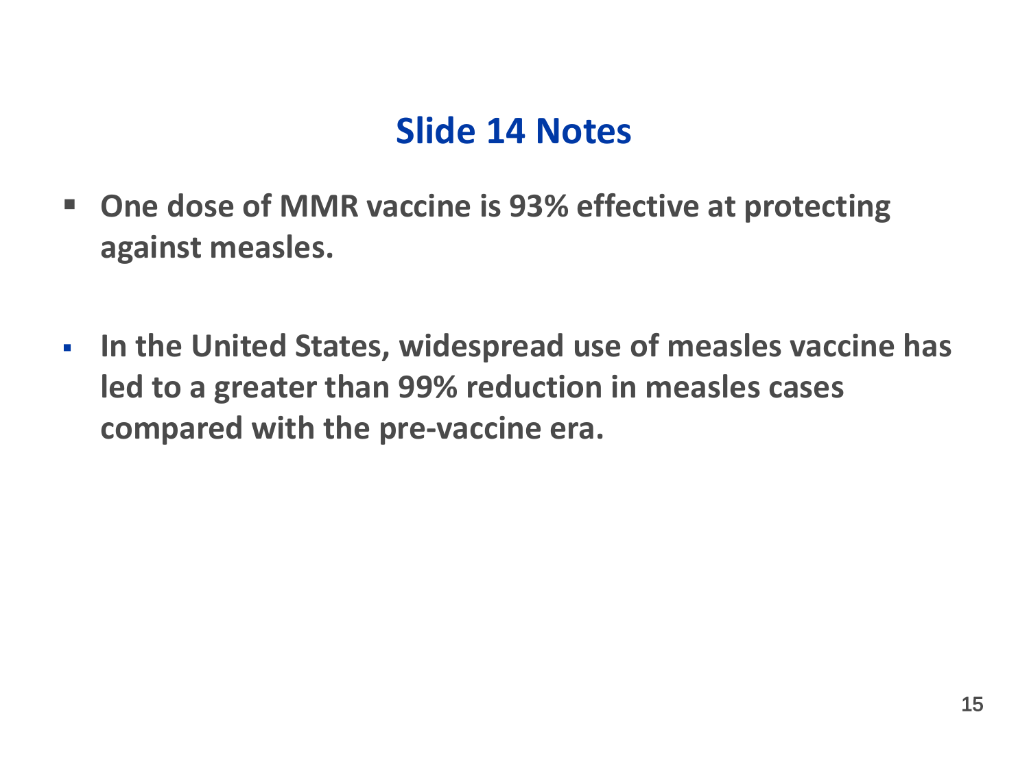## Slide 14 Notes

- **One dose of MMR vaccine is 93% effective at protecting against measles.**

- **In the United States, widespread use of measles vaccine has led to a greater than 99% reduction in measles cases compared with the pre-vaccine era.**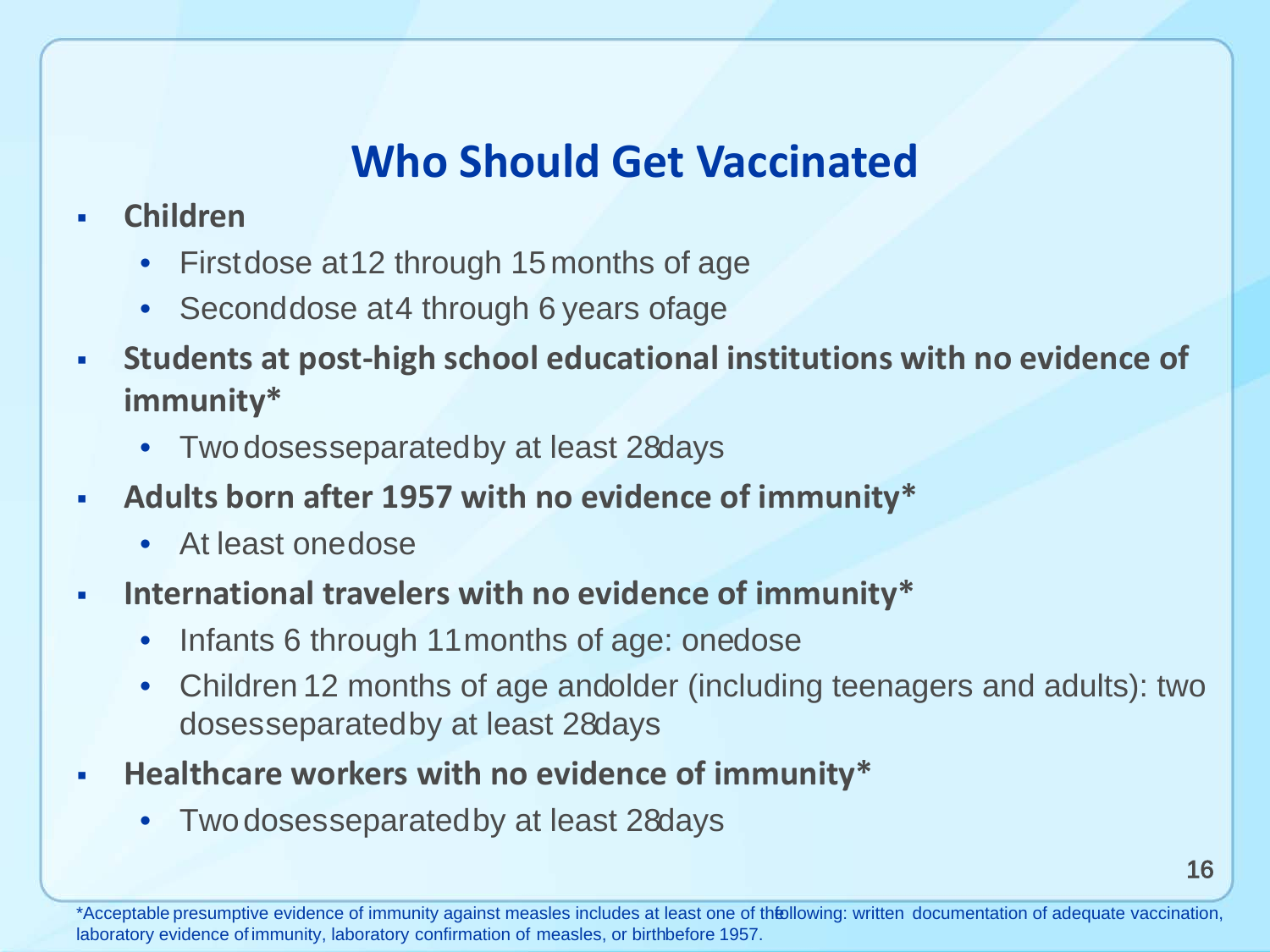# Who Should Get Vaccinated

- **Children**
  - First dose at 12 through 15 months of age
  - Second dose at 4 through 6 years of age
- **Students at post-high school educational institutions with no evidence of immunity***
  - Two doses separated by at least 28 days
- **Adults born after 1957 with no evidence of immunity***
  - At least one dose
- **International travelers with no evidence of immunity***
  - Infants 6 through 11 months of age: one dose
  - Children 12 months of age and older (including teenagers and adults): two doses separated by at least 28 days
- **Healthcare workers with no evidence of immunity***
  - Two doses separated by at least 28 days

*Acceptable presumptive evidence of immunity against measles includes at least one of the following: written documentation of adequate vaccination, laboratory evidence of immunity, laboratory confirmation of measles, or birth before 1957.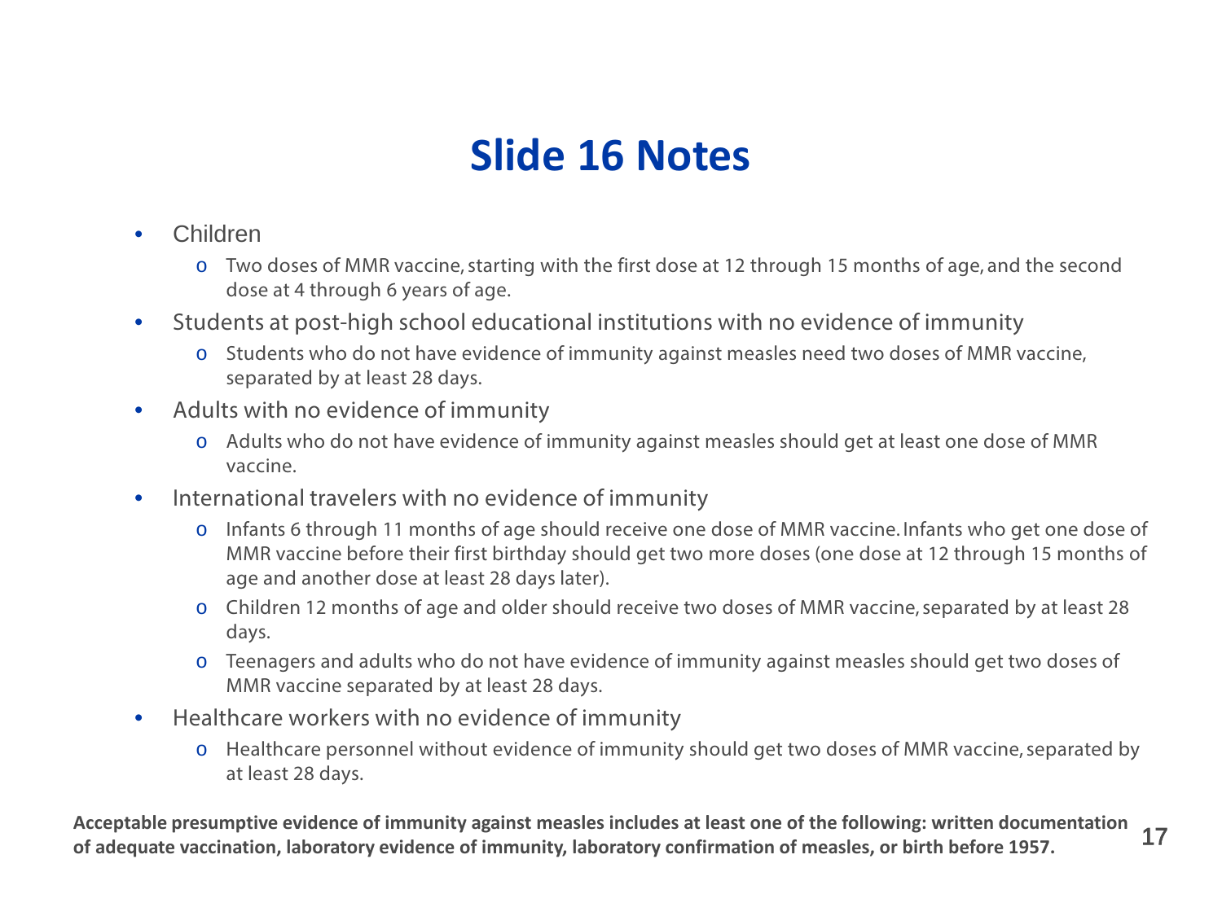# Slide 16 Notes

- Children
  - Two doses of MMR vaccine, starting with the first dose at 12 through 15 months of age, and the second dose at 4 through 6 years of age.
- Students at post-high school educational institutions with no evidence of immunity
  - Students who do not have evidence of immunity against measles need two doses of MMR vaccine, separated by at least 28 days.
- Adults with no evidence of immunity
  - Adults who do not have evidence of immunity against measles should get at least one dose of MMR vaccine.
- International travelers with no evidence of immunity
  - Infants 6 through 11 months of age should receive one dose of MMR vaccine. Infants who get one dose of MMR vaccine before their first birthday should get two more doses (one dose at 12 through 15 months of age and another dose at least 28 days later).
  - Children 12 months of age and older should receive two doses of MMR vaccine, separated by at least 28 days.
  - Teenagers and adults who do not have evidence of immunity against measles should get two doses of MMR vaccine separated by at least 28 days.
- Healthcare workers with no evidence of immunity
  - Healthcare personnel without evidence of immunity should get two doses of MMR vaccine, separated by at least 28 days.

**Acceptable presumptive evidence of immunity against measles includes at least one of the following: written documentation of adequate vaccination, laboratory evidence of immunity, laboratory confirmation of measles, or birth before 1957.**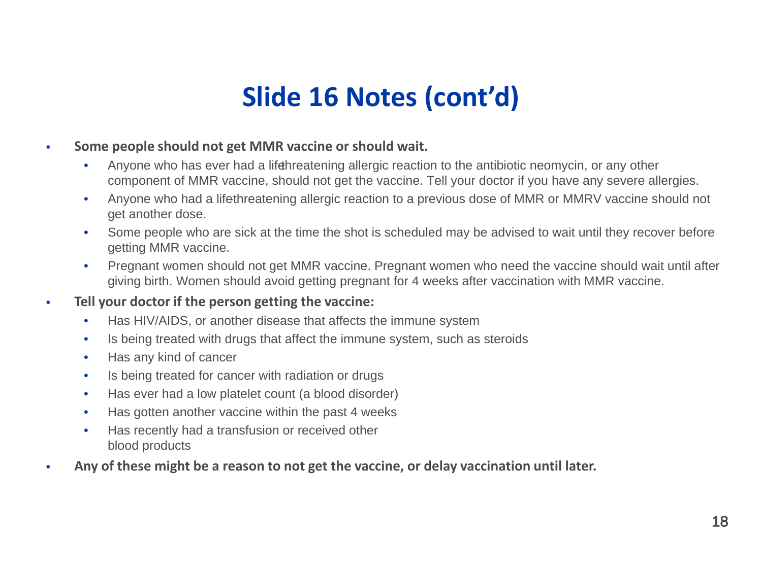# Slide 16 Notes (cont'd)

- **Some people should not get MMR vaccine or should wait.**
  - Anyone who has ever had a life-threatening allergic reaction to the antibiotic neomycin, or any other component of MMR vaccine, should not get the vaccine. Tell your doctor if you have any severe allergies.
  - Anyone who had a life-threatening allergic reaction to a previous dose of MMR or MMRV vaccine should not get another dose.
  - Some people who are sick at the time the shot is scheduled may be advised to wait until they recover before getting MMR vaccine.
  - Pregnant women should not get MMR vaccine. Pregnant women who need the vaccine should wait until after giving birth. Women should avoid getting pregnant for 4 weeks after vaccination with MMR vaccine.
- **Tell your doctor if the person getting the vaccine:**
  - Has HIV/AIDS, or another disease that affects the immune system
  - Is being treated with drugs that affect the immune system, such as steroids
  - Has any kind of cancer
  - Is being treated for cancer with radiation or drugs
  - Has ever had a low platelet count (a blood disorder)
  - Has gotten another vaccine within the past 4 weeks
  - Has recently had a transfusion or received other blood products
- **Any of these might be a reason to not get the vaccine, or delay vaccination until later.**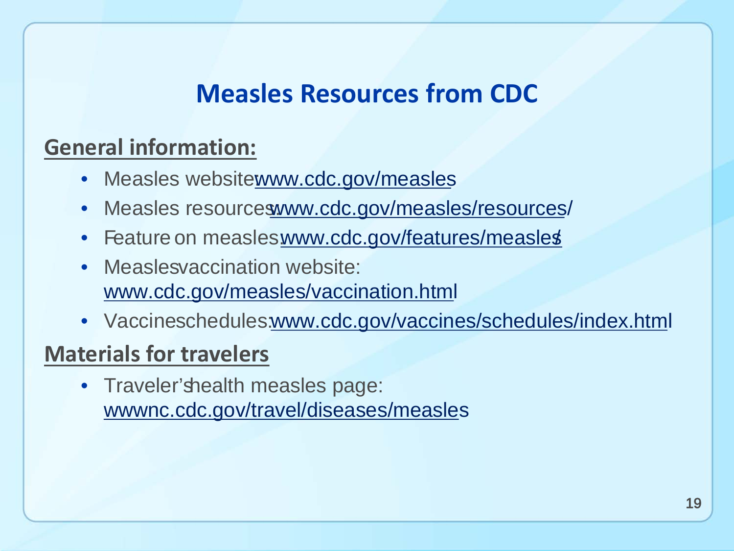# Measles Resources from CDC

## General information:

- Measles website: www.cdc.gov/measles
- Measles resources: www.cdc.gov/measles/resources/
- Feature on measles: www.cdc.gov/features/measles/
- Measles vaccination website: www.cdc.gov/measles/vaccination.html
- Vaccine schedules: www.cdc.gov/vaccines/schedules/index.html

## Materials for travelers

- Traveler's health measles page: wwwnc.cdc.gov/travel/diseases/measles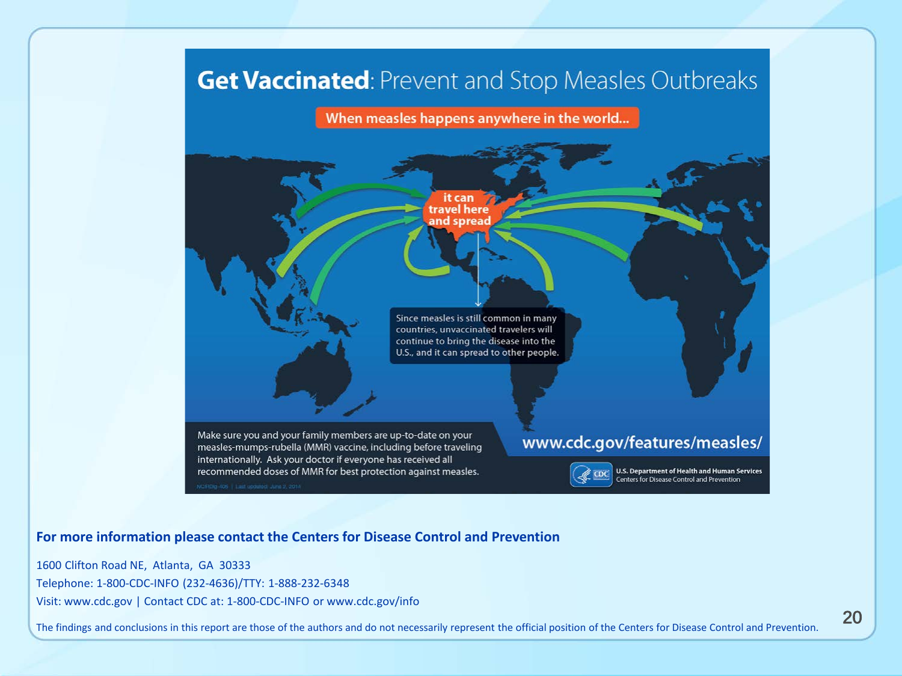# Get Vaccinated: Prevent and Stop Measles Outbreaks

When measles happens anywhere in the world...

it can travel here and spread

Since measles is still common in many countries, unvaccinated travelers will continue to bring the disease into the U.S., and it can spread to other people.

Make sure you and your family members are up-to-date on your measles-mumps-rubella (MMR) vaccine, including before traveling internationally. Ask your doctor if everyone has received all recommended doses of MMR for best protection against measles.

www.cdc.gov/features/measles/

U.S. Department of Health and Human Services
Centers for Disease Control and Prevention

NCIRDig-406 | Last updated: June 2, 2014

**For more information please contact the Centers for Disease Control and Prevention**

1600 Clifton Road NE, Atlanta, GA 30333
Telephone: 1-800-CDC-INFO (232-4636)/TTY: 1-888-232-6348
Visit: www.cdc.gov | Contact CDC at: 1-800-CDC-INFO or www.cdc.gov/info

The findings and conclusions in this report are those of the authors and do not necessarily represent the official position of the Centers for Disease Control and Prevention.